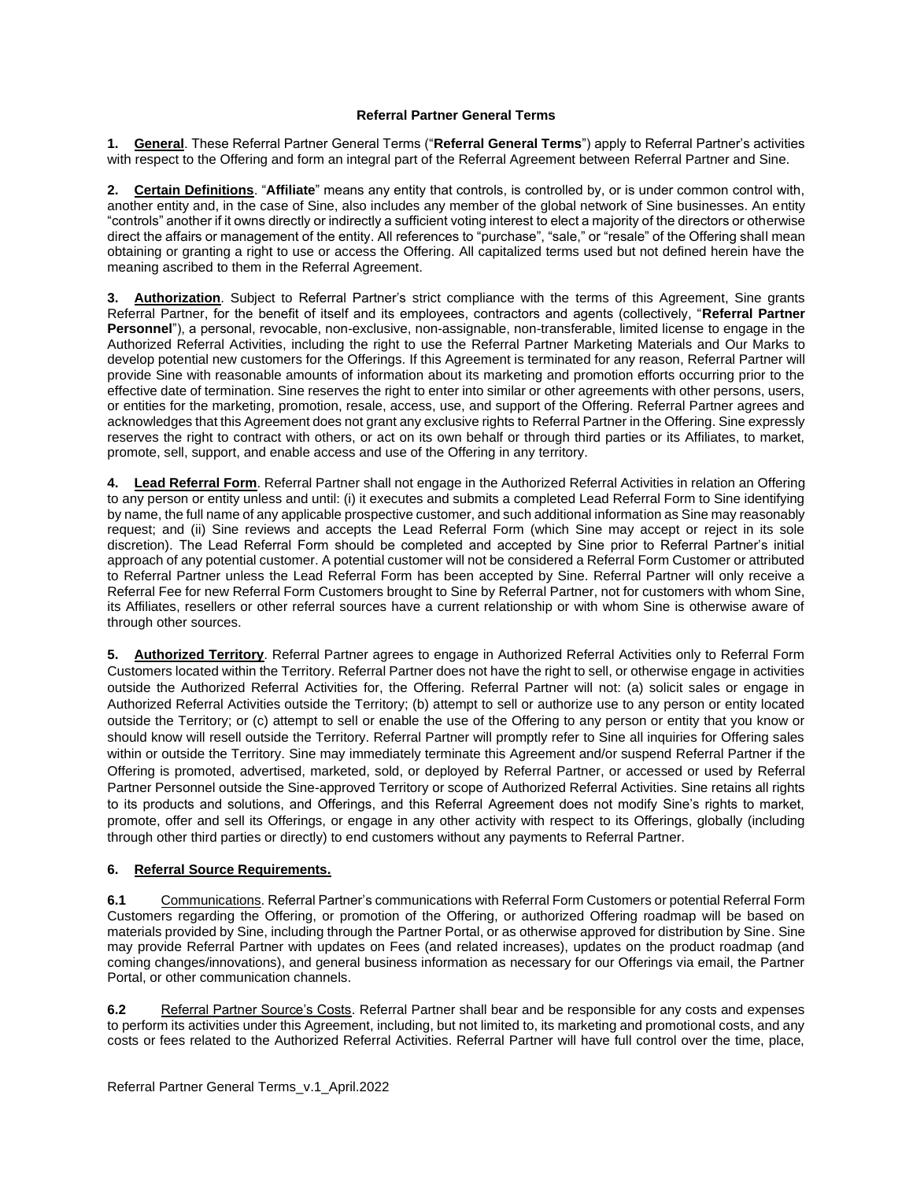# Referral Partner General Terms

**1. General**. These Referral Partner General Terms ("**Referral General Terms**") apply to Referral Partner's activities with respect to the Offering and form an integral part of the Referral Agreement between Referral Partner and Sine.

**2. Certain Definitions**. "**Affiliate**" means any entity that controls, is controlled by, or is under common control with, another entity and, in the case of Sine, also includes any member of the global network of Sine businesses. An entity "controls" another if it owns directly or indirectly a sufficient voting interest to elect a majority of the directors or otherwise direct the affairs or management of the entity. All references to "purchase", "sale," or "resale" of the Offering shall mean obtaining or granting a right to use or access the Offering. All capitalized terms used but not defined herein have the meaning ascribed to them in the Referral Agreement.

**3. Authorization**. Subject to Referral Partner's strict compliance with the terms of this Agreement, Sine grants Referral Partner, for the benefit of itself and its employees, contractors and agents (collectively, "**Referral Partner Personnel**"), a personal, revocable, non-exclusive, non-assignable, non-transferable, limited license to engage in the Authorized Referral Activities, including the right to use the Referral Partner Marketing Materials and Our Marks to develop potential new customers for the Offerings. If this Agreement is terminated for any reason, Referral Partner will provide Sine with reasonable amounts of information about its marketing and promotion efforts occurring prior to the effective date of termination. Sine reserves the right to enter into similar or other agreements with other persons, users, or entities for the marketing, promotion, resale, access, use, and support of the Offering. Referral Partner agrees and acknowledges that this Agreement does not grant any exclusive rights to Referral Partner in the Offering. Sine expressly reserves the right to contract with others, or act on its own behalf or through third parties or its Affiliates, to market, promote, sell, support, and enable access and use of the Offering in any territory.

**4. Lead Referral Form**. Referral Partner shall not engage in the Authorized Referral Activities in relation an Offering to any person or entity unless and until: (i) it executes and submits a completed Lead Referral Form to Sine identifying by name, the full name of any applicable prospective customer, and such additional information as Sine may reasonably request; and (ii) Sine reviews and accepts the Lead Referral Form (which Sine may accept or reject in its sole discretion). The Lead Referral Form should be completed and accepted by Sine prior to Referral Partner's initial approach of any potential customer. A potential customer will not be considered a Referral Form Customer or attributed to Referral Partner unless the Lead Referral Form has been accepted by Sine. Referral Partner will only receive a Referral Fee for new Referral Form Customers brought to Sine by Referral Partner, not for customers with whom Sine, its Affiliates, resellers or other referral sources have a current relationship or with whom Sine is otherwise aware of through other sources.

**5. Authorized Territory**. Referral Partner agrees to engage in Authorized Referral Activities only to Referral Form Customers located within the Territory. Referral Partner does not have the right to sell, or otherwise engage in activities outside the Authorized Referral Activities for, the Offering. Referral Partner will not: (a) solicit sales or engage in Authorized Referral Activities outside the Territory; (b) attempt to sell or authorize use to any person or entity located outside the Territory; or (c) attempt to sell or enable the use of the Offering to any person or entity that you know or should know will resell outside the Territory. Referral Partner will promptly refer to Sine all inquiries for Offering sales within or outside the Territory. Sine may immediately terminate this Agreement and/or suspend Referral Partner if the Offering is promoted, advertised, marketed, sold, or deployed by Referral Partner, or accessed or used by Referral Partner Personnel outside the Sine-approved Territory or scope of Authorized Referral Activities. Sine retains all rights to its products and solutions, and Offerings, and this Referral Agreement does not modify Sine's rights to market, promote, offer and sell its Offerings, or engage in any other activity with respect to its Offerings, globally (including through other third parties or directly) to end customers without any payments to Referral Partner.

**6. Referral Source Requirements.**

**6.1** Communications. Referral Partner's communications with Referral Form Customers or potential Referral Form Customers regarding the Offering, or promotion of the Offering, or authorized Offering roadmap will be based on materials provided by Sine, including through the Partner Portal, or as otherwise approved for distribution by Sine. Sine may provide Referral Partner with updates on Fees (and related increases), updates on the product roadmap (and coming changes/innovations), and general business information as necessary for our Offerings via email, the Partner Portal, or other communication channels.

**6.2** Referral Partner Source's Costs. Referral Partner shall bear and be responsible for any costs and expenses to perform its activities under this Agreement, including, but not limited to, its marketing and promotional costs, and any costs or fees related to the Authorized Referral Activities. Referral Partner will have full control over the time, place,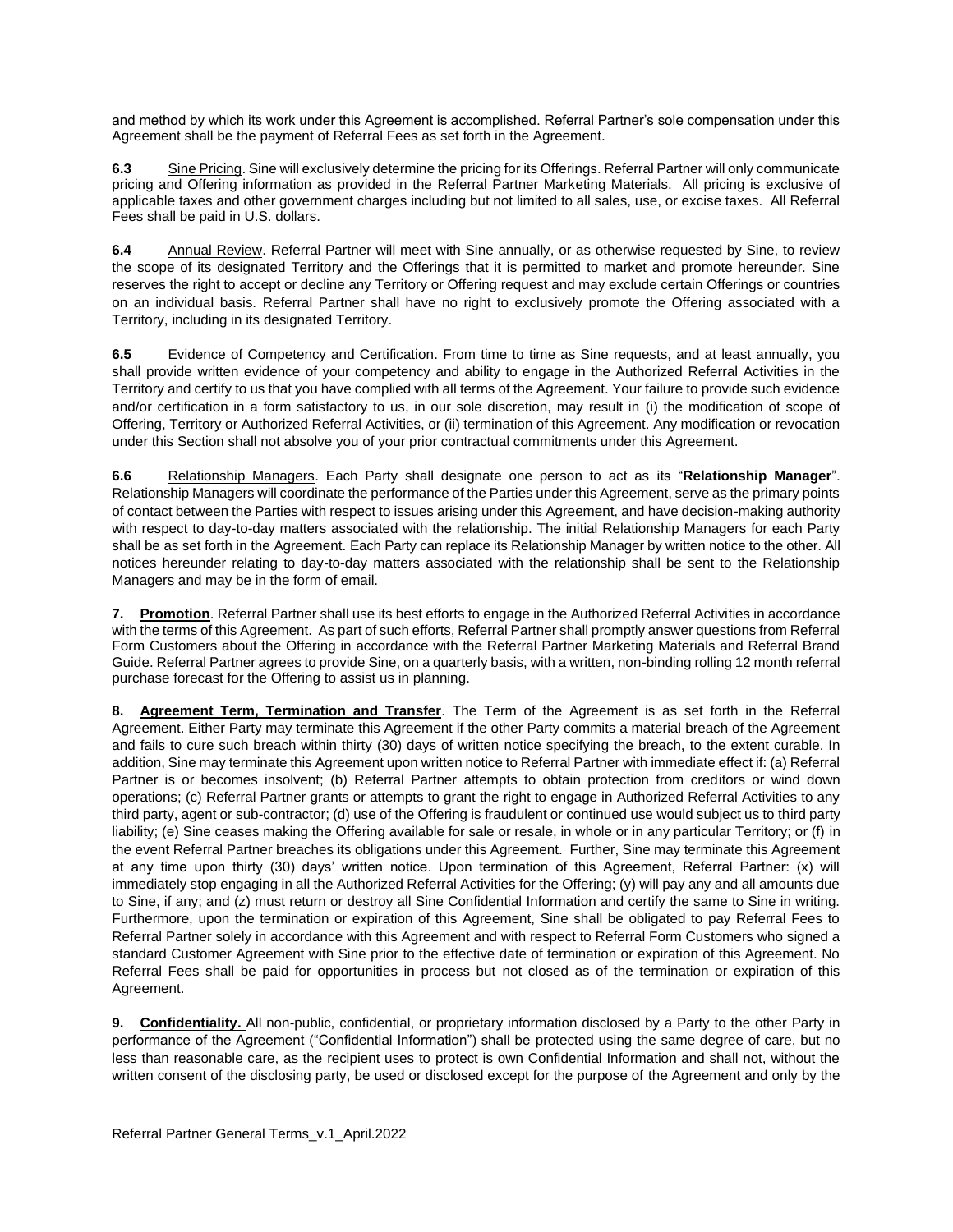and method by which its work under this Agreement is accomplished. Referral Partner's sole compensation under this Agreement shall be the payment of Referral Fees as set forth in the Agreement.

**6.3** Sine Pricing. Sine will exclusively determine the pricing for its Offerings. Referral Partner will only communicate pricing and Offering information as provided in the Referral Partner Marketing Materials. All pricing is exclusive of applicable taxes and other government charges including but not limited to all sales, use, or excise taxes. All Referral Fees shall be paid in U.S. dollars.

**6.4** Annual Review. Referral Partner will meet with Sine annually, or as otherwise requested by Sine, to review the scope of its designated Territory and the Offerings that it is permitted to market and promote hereunder. Sine reserves the right to accept or decline any Territory or Offering request and may exclude certain Offerings or countries on an individual basis. Referral Partner shall have no right to exclusively promote the Offering associated with a Territory, including in its designated Territory.

**6.5** Evidence of Competency and Certification. From time to time as Sine requests, and at least annually, you shall provide written evidence of your competency and ability to engage in the Authorized Referral Activities in the Territory and certify to us that you have complied with all terms of the Agreement. Your failure to provide such evidence and/or certification in a form satisfactory to us, in our sole discretion, may result in (i) the modification of scope of Offering, Territory or Authorized Referral Activities, or (ii) termination of this Agreement. Any modification or revocation under this Section shall not absolve you of your prior contractual commitments under this Agreement.

**6.6** Relationship Managers. Each Party shall designate one person to act as its "**Relationship Manager**". Relationship Managers will coordinate the performance of the Parties under this Agreement, serve as the primary points of contact between the Parties with respect to issues arising under this Agreement, and have decision-making authority with respect to day-to-day matters associated with the relationship. The initial Relationship Managers for each Party shall be as set forth in the Agreement. Each Party can replace its Relationship Manager by written notice to the other. All notices hereunder relating to day-to-day matters associated with the relationship shall be sent to the Relationship Managers and may be in the form of email.

**7. Promotion**. Referral Partner shall use its best efforts to engage in the Authorized Referral Activities in accordance with the terms of this Agreement. As part of such efforts, Referral Partner shall promptly answer questions from Referral Form Customers about the Offering in accordance with the Referral Partner Marketing Materials and Referral Brand Guide. Referral Partner agrees to provide Sine, on a quarterly basis, with a written, non-binding rolling 12 month referral purchase forecast for the Offering to assist us in planning.

**8. Agreement Term, Termination and Transfer**. The Term of the Agreement is as set forth in the Referral Agreement. Either Party may terminate this Agreement if the other Party commits a material breach of the Agreement and fails to cure such breach within thirty (30) days of written notice specifying the breach, to the extent curable. In addition, Sine may terminate this Agreement upon written notice to Referral Partner with immediate effect if: (a) Referral Partner is or becomes insolvent; (b) Referral Partner attempts to obtain protection from creditors or wind down operations; (c) Referral Partner grants or attempts to grant the right to engage in Authorized Referral Activities to any third party, agent or sub-contractor; (d) use of the Offering is fraudulent or continued use would subject us to third party liability; (e) Sine ceases making the Offering available for sale or resale, in whole or in any particular Territory; or (f) in the event Referral Partner breaches its obligations under this Agreement. Further, Sine may terminate this Agreement at any time upon thirty (30) days' written notice. Upon termination of this Agreement, Referral Partner: (x) will immediately stop engaging in all the Authorized Referral Activities for the Offering; (y) will pay any and all amounts due to Sine, if any; and (z) must return or destroy all Sine Confidential Information and certify the same to Sine in writing. Furthermore, upon the termination or expiration of this Agreement, Sine shall be obligated to pay Referral Fees to Referral Partner solely in accordance with this Agreement and with respect to Referral Form Customers who signed a standard Customer Agreement with Sine prior to the effective date of termination or expiration of this Agreement. No Referral Fees shall be paid for opportunities in process but not closed as of the termination or expiration of this Agreement.

**9. Confidentiality.** All non-public, confidential, or proprietary information disclosed by a Party to the other Party in performance of the Agreement ("Confidential Information") shall be protected using the same degree of care, but no less than reasonable care, as the recipient uses to protect is own Confidential Information and shall not, without the written consent of the disclosing party, be used or disclosed except for the purpose of the Agreement and only by the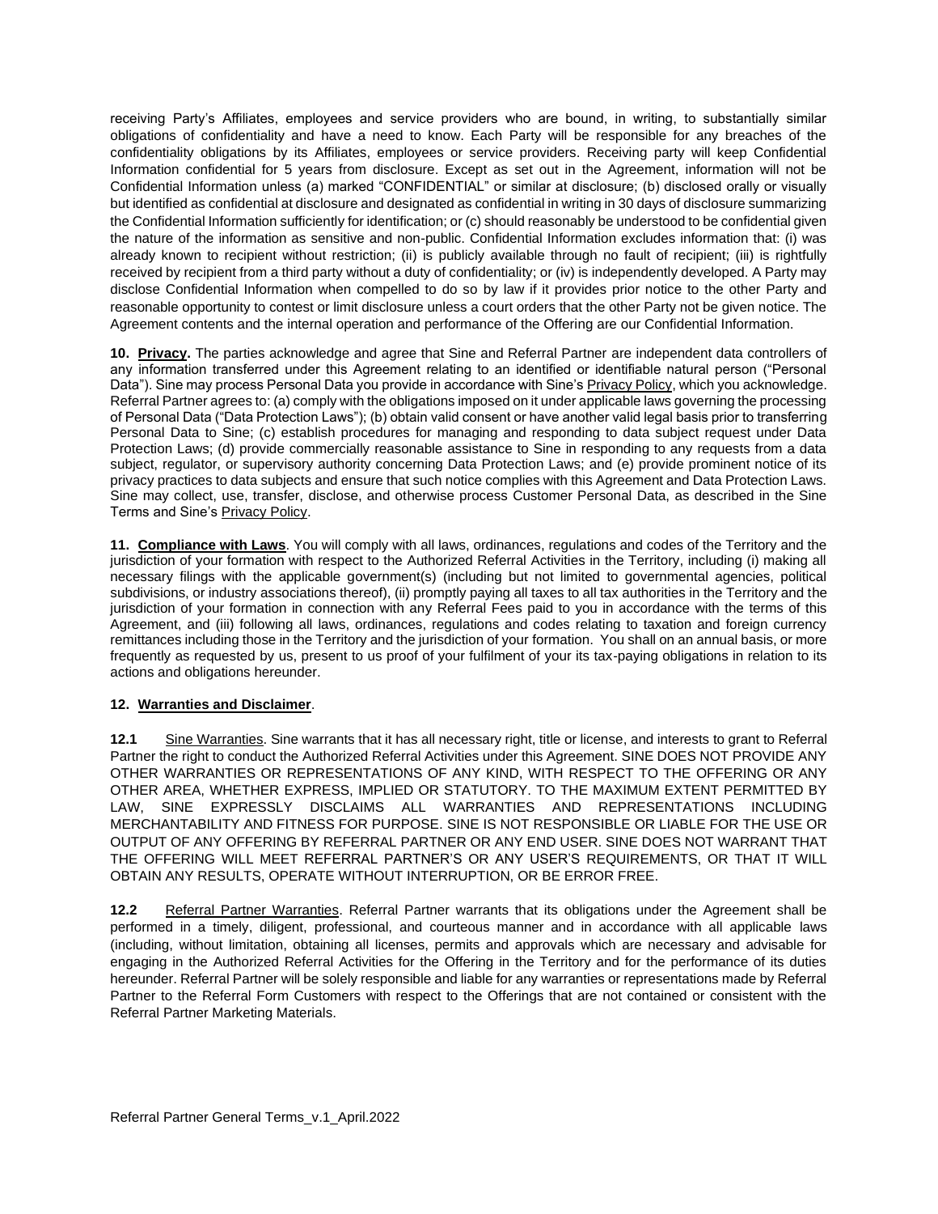receiving Party's Affiliates, employees and service providers who are bound, in writing, to substantially similar obligations of confidentiality and have a need to know. Each Party will be responsible for any breaches of the confidentiality obligations by its Affiliates, employees or service providers. Receiving party will keep Confidential Information confidential for 5 years from disclosure. Except as set out in the Agreement, information will not be Confidential Information unless (a) marked "CONFIDENTIAL" or similar at disclosure; (b) disclosed orally or visually but identified as confidential at disclosure and designated as confidential in writing in 30 days of disclosure summarizing the Confidential Information sufficiently for identification; or (c) should reasonably be understood to be confidential given the nature of the information as sensitive and non-public. Confidential Information excludes information that: (i) was already known to recipient without restriction; (ii) is publicly available through no fault of recipient; (iii) is rightfully received by recipient from a third party without a duty of confidentiality; or (iv) is independently developed. A Party may disclose Confidential Information when compelled to do so by law if it provides prior notice to the other Party and reasonable opportunity to contest or limit disclosure unless a court orders that the other Party not be given notice. The Agreement contents and the internal operation and performance of the Offering are our Confidential Information.

**10. Privacy.** The parties acknowledge and agree that Sine and Referral Partner are independent data controllers of any information transferred under this Agreement relating to an identified or identifiable natural person ("Personal Data"). Sine may process Personal Data you provide in accordance with Sine's Privacy Policy, which you acknowledge. Referral Partner agrees to: (a) comply with the obligations imposed on it under applicable laws governing the processing of Personal Data ("Data Protection Laws"); (b) obtain valid consent or have another valid legal basis prior to transferring Personal Data to Sine; (c) establish procedures for managing and responding to data subject request under Data Protection Laws; (d) provide commercially reasonable assistance to Sine in responding to any requests from a data subject, regulator, or supervisory authority concerning Data Protection Laws; and (e) provide prominent notice of its privacy practices to data subjects and ensure that such notice complies with this Agreement and Data Protection Laws. Sine may collect, use, transfer, disclose, and otherwise process Customer Personal Data, as described in the Sine Terms and Sine's Privacy Policy.

**11. Compliance with Laws**. You will comply with all laws, ordinances, regulations and codes of the Territory and the jurisdiction of your formation with respect to the Authorized Referral Activities in the Territory, including (i) making all necessary filings with the applicable government(s) (including but not limited to governmental agencies, political subdivisions, or industry associations thereof), (ii) promptly paying all taxes to all tax authorities in the Territory and the jurisdiction of your formation in connection with any Referral Fees paid to you in accordance with the terms of this Agreement, and (iii) following all laws, ordinances, regulations and codes relating to taxation and foreign currency remittances including those in the Territory and the jurisdiction of your formation. You shall on an annual basis, or more frequently as requested by us, present to us proof of your fulfilment of your its tax-paying obligations in relation to its actions and obligations hereunder.

**12. Warranties and Disclaimer**.

**12.1** Sine Warranties. Sine warrants that it has all necessary right, title or license, and interests to grant to Referral Partner the right to conduct the Authorized Referral Activities under this Agreement. SINE DOES NOT PROVIDE ANY OTHER WARRANTIES OR REPRESENTATIONS OF ANY KIND, WITH RESPECT TO THE OFFERING OR ANY OTHER AREA, WHETHER EXPRESS, IMPLIED OR STATUTORY. TO THE MAXIMUM EXTENT PERMITTED BY LAW, SINE EXPRESSLY DISCLAIMS ALL WARRANTIES AND REPRESENTATIONS INCLUDING MERCHANTABILITY AND FITNESS FOR PURPOSE. SINE IS NOT RESPONSIBLE OR LIABLE FOR THE USE OR OUTPUT OF ANY OFFERING BY REFERRAL PARTNER OR ANY END USER. SINE DOES NOT WARRANT THAT THE OFFERING WILL MEET REFERRAL PARTNER'S OR ANY USER'S REQUIREMENTS, OR THAT IT WILL OBTAIN ANY RESULTS, OPERATE WITHOUT INTERRUPTION, OR BE ERROR FREE.

**12.2** Referral Partner Warranties. Referral Partner warrants that its obligations under the Agreement shall be performed in a timely, diligent, professional, and courteous manner and in accordance with all applicable laws (including, without limitation, obtaining all licenses, permits and approvals which are necessary and advisable for engaging in the Authorized Referral Activities for the Offering in the Territory and for the performance of its duties hereunder. Referral Partner will be solely responsible and liable for any warranties or representations made by Referral Partner to the Referral Form Customers with respect to the Offerings that are not contained or consistent with the Referral Partner Marketing Materials.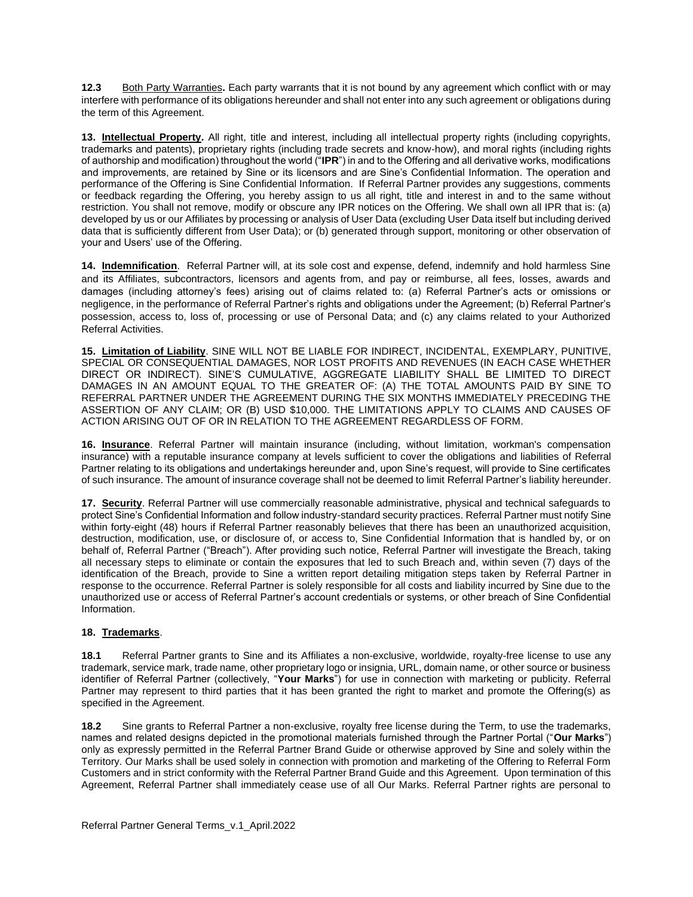**12.3** Both Party Warranties**.** Each party warrants that it is not bound by any agreement which conflict with or may interfere with performance of its obligations hereunder and shall not enter into any such agreement or obligations during the term of this Agreement.

**13. Intellectual Property.** All right, title and interest, including all intellectual property rights (including copyrights, trademarks and patents), proprietary rights (including trade secrets and know-how), and moral rights (including rights of authorship and modification) throughout the world ("**IPR**") in and to the Offering and all derivative works, modifications and improvements, are retained by Sine or its licensors and are Sine's Confidential Information. The operation and performance of the Offering is Sine Confidential Information. If Referral Partner provides any suggestions, comments or feedback regarding the Offering, you hereby assign to us all right, title and interest in and to the same without restriction. You shall not remove, modify or obscure any IPR notices on the Offering. We shall own all IPR that is: (a) developed by us or our Affiliates by processing or analysis of User Data (excluding User Data itself but including derived data that is sufficiently different from User Data); or (b) generated through support, monitoring or other observation of your and Users' use of the Offering.

**14. Indemnification**. Referral Partner will, at its sole cost and expense, defend, indemnify and hold harmless Sine and its Affiliates, subcontractors, licensors and agents from, and pay or reimburse, all fees, losses, awards and damages (including attorney's fees) arising out of claims related to: (a) Referral Partner's acts or omissions or negligence, in the performance of Referral Partner's rights and obligations under the Agreement; (b) Referral Partner's possession, access to, loss of, processing or use of Personal Data; and (c) any claims related to your Authorized Referral Activities.

**15. Limitation of Liability**. SINE WILL NOT BE LIABLE FOR INDIRECT, INCIDENTAL, EXEMPLARY, PUNITIVE, SPECIAL OR CONSEQUENTIAL DAMAGES, NOR LOST PROFITS AND REVENUES (IN EACH CASE WHETHER DIRECT OR INDIRECT). SINE'S CUMULATIVE, AGGREGATE LIABILITY SHALL BE LIMITED TO DIRECT DAMAGES IN AN AMOUNT EQUAL TO THE GREATER OF: (A) THE TOTAL AMOUNTS PAID BY SINE TO REFERRAL PARTNER UNDER THE AGREEMENT DURING THE SIX MONTHS IMMEDIATELY PRECEDING THE ASSERTION OF ANY CLAIM; OR (B) USD $10,000. THE LIMITATIONS APPLY TO CLAIMS AND CAUSES OF ACTION ARISING OUT OF OR IN RELATION TO THE AGREEMENT REGARDLESS OF FORM.

**16. Insurance**. Referral Partner will maintain insurance (including, without limitation, workman's compensation insurance) with a reputable insurance company at levels sufficient to cover the obligations and liabilities of Referral Partner relating to its obligations and undertakings hereunder and, upon Sine's request, will provide to Sine certificates of such insurance. The amount of insurance coverage shall not be deemed to limit Referral Partner's liability hereunder.

**17. Security**. Referral Partner will use commercially reasonable administrative, physical and technical safeguards to protect Sine's Confidential Information and follow industry-standard security practices. Referral Partner must notify Sine within forty-eight (48) hours if Referral Partner reasonably believes that there has been an unauthorized acquisition, destruction, modification, use, or disclosure of, or access to, Sine Confidential Information that is handled by, or on behalf of, Referral Partner ("Breach"). After providing such notice, Referral Partner will investigate the Breach, taking all necessary steps to eliminate or contain the exposures that led to such Breach and, within seven (7) days of the identification of the Breach, provide to Sine a written report detailing mitigation steps taken by Referral Partner in response to the occurrence. Referral Partner is solely responsible for all costs and liability incurred by Sine due to the unauthorized use or access of Referral Partner's account credentials or systems, or other breach of Sine Confidential Information.

**18. Trademarks**.

**18.1** Referral Partner grants to Sine and its Affiliates a non-exclusive, worldwide, royalty-free license to use any trademark, service mark, trade name, other proprietary logo or insignia, URL, domain name, or other source or business identifier of Referral Partner (collectively, "**Your Marks**") for use in connection with marketing or publicity. Referral Partner may represent to third parties that it has been granted the right to market and promote the Offering(s) as specified in the Agreement.

**18.2** Sine grants to Referral Partner a non-exclusive, royalty free license during the Term, to use the trademarks, names and related designs depicted in the promotional materials furnished through the Partner Portal ("**Our Marks**") only as expressly permitted in the Referral Partner Brand Guide or otherwise approved by Sine and solely within the Territory. Our Marks shall be used solely in connection with promotion and marketing of the Offering to Referral Form Customers and in strict conformity with the Referral Partner Brand Guide and this Agreement. Upon termination of this Agreement, Referral Partner shall immediately cease use of all Our Marks. Referral Partner rights are personal to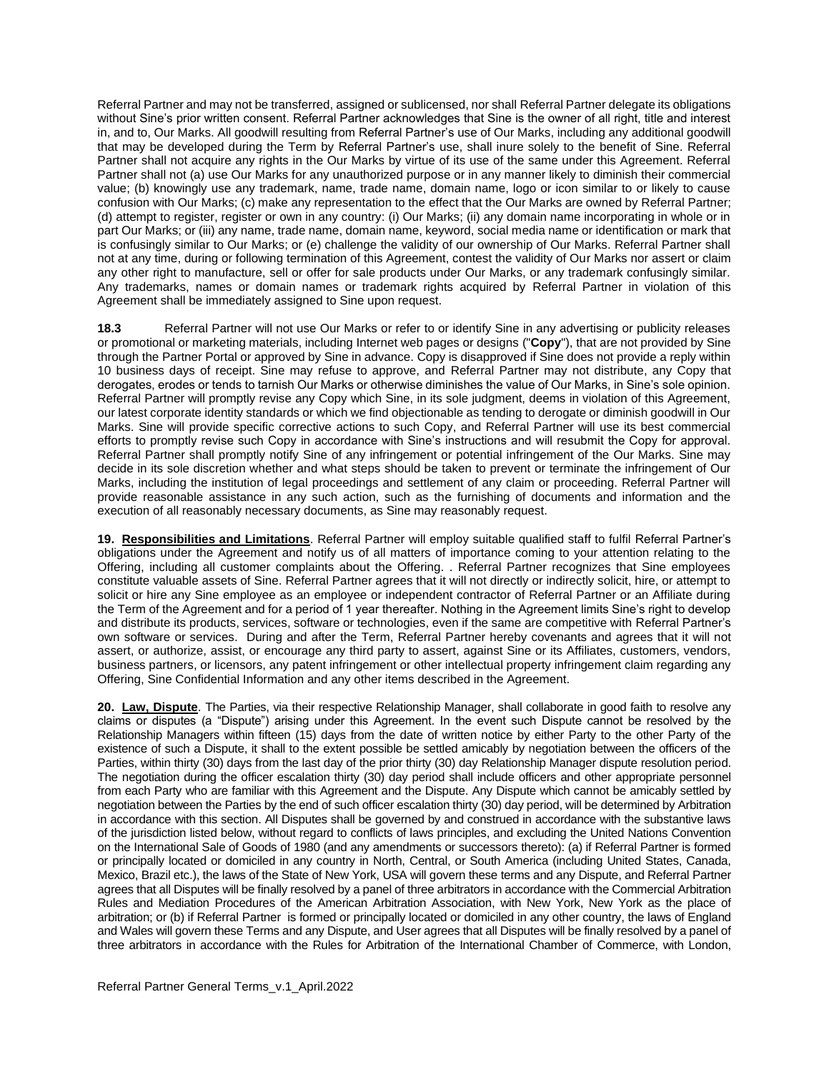Referral Partner and may not be transferred, assigned or sublicensed, nor shall Referral Partner delegate its obligations without Sine's prior written consent. Referral Partner acknowledges that Sine is the owner of all right, title and interest in, and to, Our Marks. All goodwill resulting from Referral Partner's use of Our Marks, including any additional goodwill that may be developed during the Term by Referral Partner's use, shall inure solely to the benefit of Sine. Referral Partner shall not acquire any rights in the Our Marks by virtue of its use of the same under this Agreement. Referral Partner shall not (a) use Our Marks for any unauthorized purpose or in any manner likely to diminish their commercial value; (b) knowingly use any trademark, name, trade name, domain name, logo or icon similar to or likely to cause confusion with Our Marks; (c) make any representation to the effect that the Our Marks are owned by Referral Partner; (d) attempt to register, register or own in any country: (i) Our Marks; (ii) any domain name incorporating in whole or in part Our Marks; or (iii) any name, trade name, domain name, keyword, social media name or identification or mark that is confusingly similar to Our Marks; or (e) challenge the validity of our ownership of Our Marks. Referral Partner shall not at any time, during or following termination of this Agreement, contest the validity of Our Marks nor assert or claim any other right to manufacture, sell or offer for sale products under Our Marks, or any trademark confusingly similar. Any trademarks, names or domain names or trademark rights acquired by Referral Partner in violation of this Agreement shall be immediately assigned to Sine upon request.

**18.3** Referral Partner will not use Our Marks or refer to or identify Sine in any advertising or publicity releases or promotional or marketing materials, including Internet web pages or designs ("**Copy**"), that are not provided by Sine through the Partner Portal or approved by Sine in advance. Copy is disapproved if Sine does not provide a reply within 10 business days of receipt. Sine may refuse to approve, and Referral Partner may not distribute, any Copy that derogates, erodes or tends to tarnish Our Marks or otherwise diminishes the value of Our Marks, in Sine's sole opinion. Referral Partner will promptly revise any Copy which Sine, in its sole judgment, deems in violation of this Agreement, our latest corporate identity standards or which we find objectionable as tending to derogate or diminish goodwill in Our Marks. Sine will provide specific corrective actions to such Copy, and Referral Partner will use its best commercial efforts to promptly revise such Copy in accordance with Sine's instructions and will resubmit the Copy for approval. Referral Partner shall promptly notify Sine of any infringement or potential infringement of the Our Marks. Sine may decide in its sole discretion whether and what steps should be taken to prevent or terminate the infringement of Our Marks, including the institution of legal proceedings and settlement of any claim or proceeding. Referral Partner will provide reasonable assistance in any such action, such as the furnishing of documents and information and the execution of all reasonably necessary documents, as Sine may reasonably request.

**19. <u>Responsibilities and Limitations</u>**. Referral Partner will employ suitable qualified staff to fulfil Referral Partner's obligations under the Agreement and notify us of all matters of importance coming to your attention relating to the Offering, including all customer complaints about the Offering. . Referral Partner recognizes that Sine employees constitute valuable assets of Sine. Referral Partner agrees that it will not directly or indirectly solicit, hire, or attempt to solicit or hire any Sine employee as an employee or independent contractor of Referral Partner or an Affiliate during the Term of the Agreement and for a period of 1 year thereafter. Nothing in the Agreement limits Sine's right to develop and distribute its products, services, software or technologies, even if the same are competitive with Referral Partner's own software or services. During and after the Term, Referral Partner hereby covenants and agrees that it will not assert, or authorize, assist, or encourage any third party to assert, against Sine or its Affiliates, customers, vendors, business partners, or licensors, any patent infringement or other intellectual property infringement claim regarding any Offering, Sine Confidential Information and any other items described in the Agreement.

**20. <u>Law, Dispute</u>**. The Parties, via their respective Relationship Manager, shall collaborate in good faith to resolve any claims or disputes (a "Dispute") arising under this Agreement. In the event such Dispute cannot be resolved by the Relationship Managers within fifteen (15) days from the date of written notice by either Party to the other Party of the existence of such a Dispute, it shall to the extent possible be settled amicably by negotiation between the officers of the Parties, within thirty (30) days from the last day of the prior thirty (30) day Relationship Manager dispute resolution period. The negotiation during the officer escalation thirty (30) day period shall include officers and other appropriate personnel from each Party who are familiar with this Agreement and the Dispute. Any Dispute which cannot be amicably settled by negotiation between the Parties by the end of such officer escalation thirty (30) day period, will be determined by Arbitration in accordance with this section. All Disputes shall be governed by and construed in accordance with the substantive laws of the jurisdiction listed below, without regard to conflicts of laws principles, and excluding the United Nations Convention on the International Sale of Goods of 1980 (and any amendments or successors thereto): (a) if Referral Partner is formed or principally located or domiciled in any country in North, Central, or South America (including United States, Canada, Mexico, Brazil etc.), the laws of the State of New York, USA will govern these terms and any Dispute, and Referral Partner agrees that all Disputes will be finally resolved by a panel of three arbitrators in accordance with the Commercial Arbitration Rules and Mediation Procedures of the American Arbitration Association, with New York, New York as the place of arbitration; or (b) if Referral Partner is formed or principally located or domiciled in any other country, the laws of England and Wales will govern these Terms and any Dispute, and User agrees that all Disputes will be finally resolved by a panel of three arbitrators in accordance with the Rules for Arbitration of the International Chamber of Commerce, with London,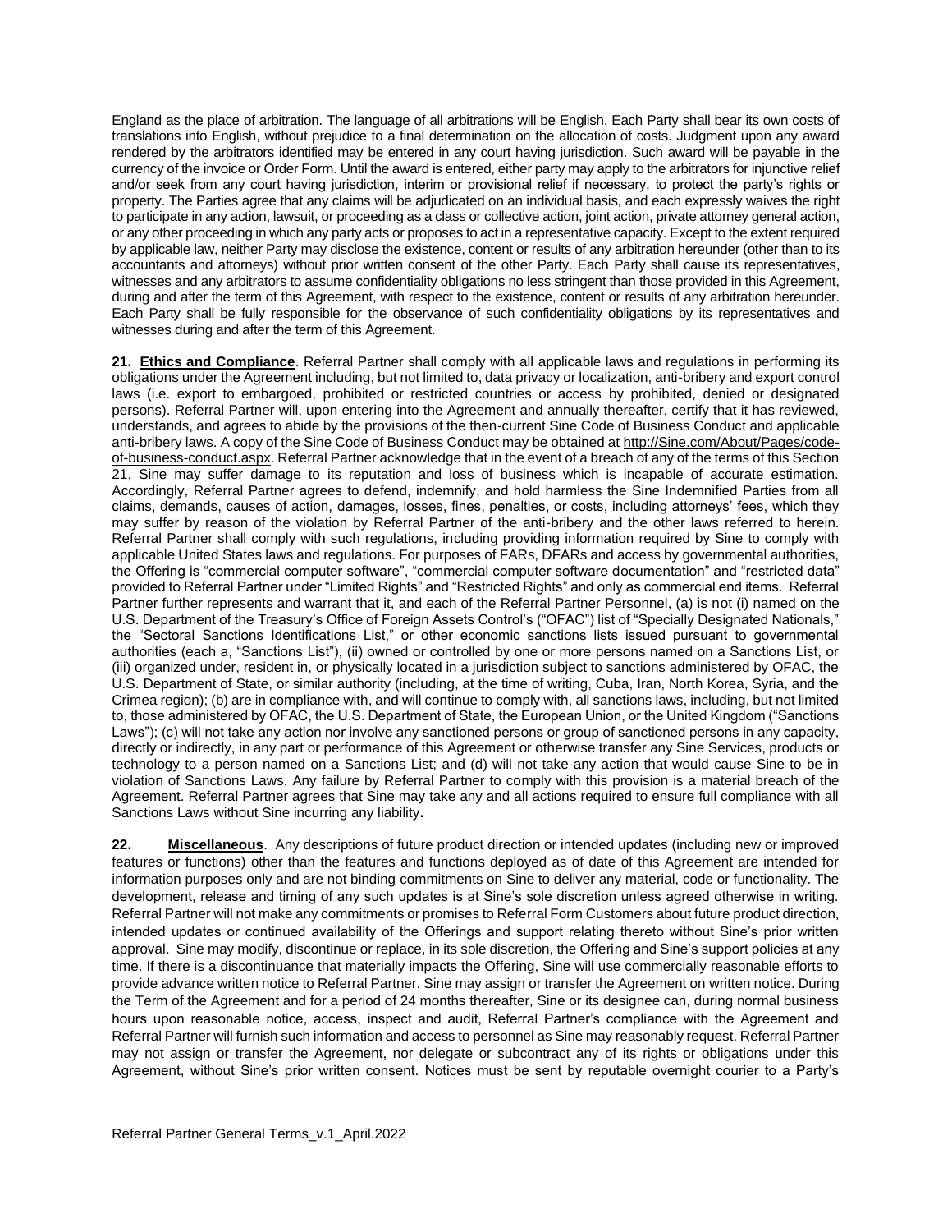England as the place of arbitration. The language of all arbitrations will be English. Each Party shall bear its own costs of translations into English, without prejudice to a final determination on the allocation of costs. Judgment upon any award rendered by the arbitrators identified may be entered in any court having jurisdiction. Such award will be payable in the currency of the invoice or Order Form. Until the award is entered, either party may apply to the arbitrators for injunctive relief and/or seek from any court having jurisdiction, interim or provisional relief if necessary, to protect the party's rights or property. The Parties agree that any claims will be adjudicated on an individual basis, and each expressly waives the right to participate in any action, lawsuit, or proceeding as a class or collective action, joint action, private attorney general action, or any other proceeding in which any party acts or proposes to act in a representative capacity. Except to the extent required by applicable law, neither Party may disclose the existence, content or results of any arbitration hereunder (other than to its accountants and attorneys) without prior written consent of the other Party. Each Party shall cause its representatives, witnesses and any arbitrators to assume confidentiality obligations no less stringent than those provided in this Agreement, during and after the term of this Agreement, with respect to the existence, content or results of any arbitration hereunder. Each Party shall be fully responsible for the observance of such confidentiality obligations by its representatives and witnesses during and after the term of this Agreement.

**21. Ethics and Compliance**. Referral Partner shall comply with all applicable laws and regulations in performing its obligations under the Agreement including, but not limited to, data privacy or localization, anti-bribery and export control laws (i.e. export to embargoed, prohibited or restricted countries or access by prohibited, denied or designated persons). Referral Partner will, upon entering into the Agreement and annually thereafter, certify that it has reviewed, understands, and agrees to abide by the provisions of the then-current Sine Code of Business Conduct and applicable anti-bribery laws. A copy of the Sine Code of Business Conduct may be obtained at http://Sine.com/About/Pages/code-of-business-conduct.aspx. Referral Partner acknowledge that in the event of a breach of any of the terms of this Section 21, Sine may suffer damage to its reputation and loss of business which is incapable of accurate estimation. Accordingly, Referral Partner agrees to defend, indemnify, and hold harmless the Sine Indemnified Parties from all claims, demands, causes of action, damages, losses, fines, penalties, or costs, including attorneys' fees, which they may suffer by reason of the violation by Referral Partner of the anti-bribery and the other laws referred to herein. Referral Partner shall comply with such regulations, including providing information required by Sine to comply with applicable United States laws and regulations. For purposes of FARs, DFARs and access by governmental authorities, the Offering is "commercial computer software", "commercial computer software documentation" and "restricted data" provided to Referral Partner under "Limited Rights" and "Restricted Rights" and only as commercial end items. Referral Partner further represents and warrant that it, and each of the Referral Partner Personnel, (a) is not (i) named on the U.S. Department of the Treasury's Office of Foreign Assets Control's ("OFAC") list of "Specially Designated Nationals," the "Sectoral Sanctions Identifications List," or other economic sanctions lists issued pursuant to governmental authorities (each a, "Sanctions List"), (ii) owned or controlled by one or more persons named on a Sanctions List, or (iii) organized under, resident in, or physically located in a jurisdiction subject to sanctions administered by OFAC, the U.S. Department of State, or similar authority (including, at the time of writing, Cuba, Iran, North Korea, Syria, and the Crimea region); (b) are in compliance with, and will continue to comply with, all sanctions laws, including, but not limited to, those administered by OFAC, the U.S. Department of State, the European Union, or the United Kingdom ("Sanctions Laws"); (c) will not take any action nor involve any sanctioned persons or group of sanctioned persons in any capacity, directly or indirectly, in any part or performance of this Agreement or otherwise transfer any Sine Services, products or technology to a person named on a Sanctions List; and (d) will not take any action that would cause Sine to be in violation of Sanctions Laws. Any failure by Referral Partner to comply with this provision is a material breach of the Agreement. Referral Partner agrees that Sine may take any and all actions required to ensure full compliance with all Sanctions Laws without Sine incurring any liability**.**

**22. Miscellaneous**. Any descriptions of future product direction or intended updates (including new or improved features or functions) other than the features and functions deployed as of date of this Agreement are intended for information purposes only and are not binding commitments on Sine to deliver any material, code or functionality. The development, release and timing of any such updates is at Sine's sole discretion unless agreed otherwise in writing. Referral Partner will not make any commitments or promises to Referral Form Customers about future product direction, intended updates or continued availability of the Offerings and support relating thereto without Sine's prior written approval. Sine may modify, discontinue or replace, in its sole discretion, the Offering and Sine's support policies at any time. If there is a discontinuance that materially impacts the Offering, Sine will use commercially reasonable efforts to provide advance written notice to Referral Partner. Sine may assign or transfer the Agreement on written notice. During the Term of the Agreement and for a period of 24 months thereafter, Sine or its designee can, during normal business hours upon reasonable notice, access, inspect and audit, Referral Partner's compliance with the Agreement and Referral Partner will furnish such information and access to personnel as Sine may reasonably request. Referral Partner may not assign or transfer the Agreement, nor delegate or subcontract any of its rights or obligations under this Agreement, without Sine's prior written consent. Notices must be sent by reputable overnight courier to a Party's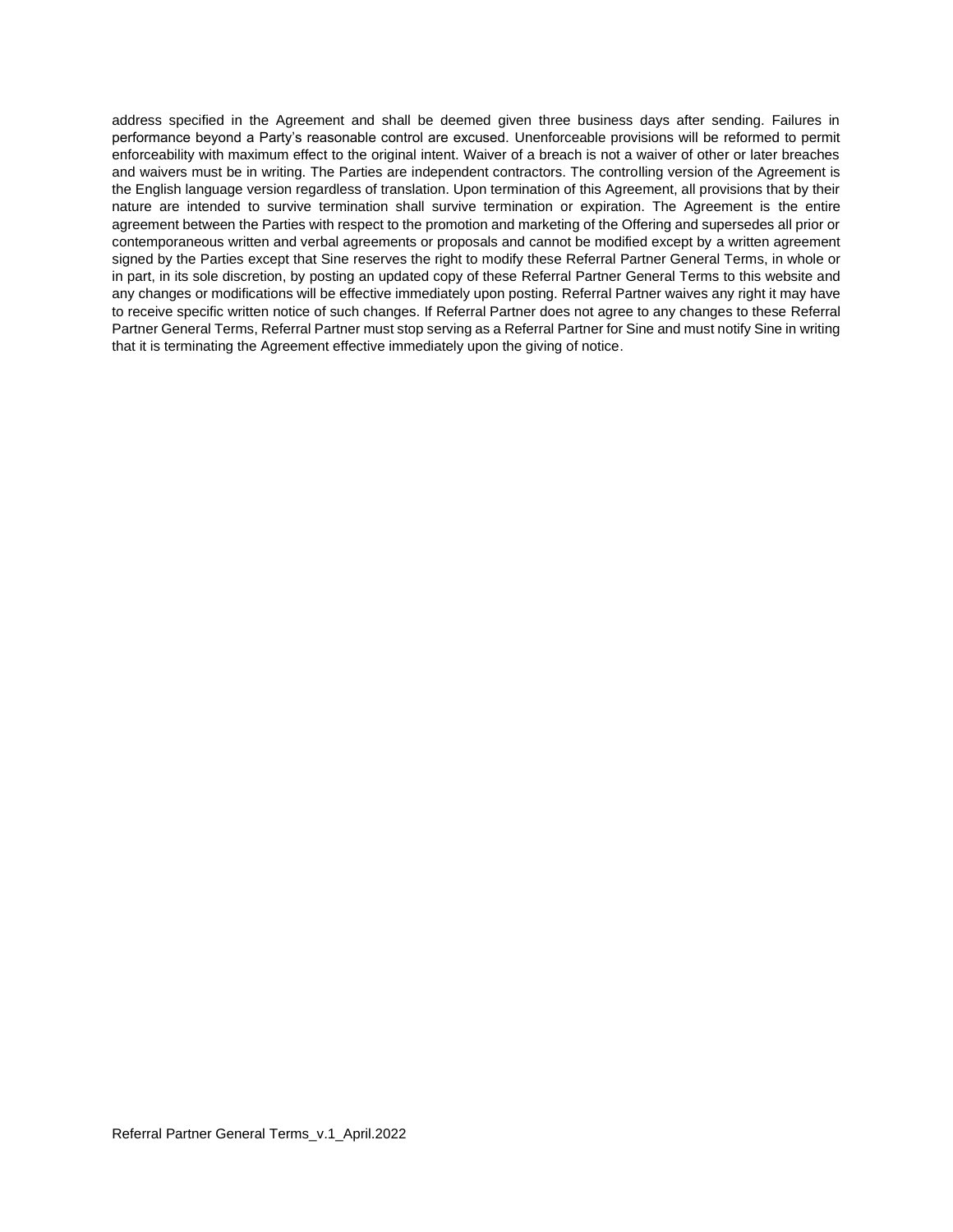address specified in the Agreement and shall be deemed given three business days after sending. Failures in performance beyond a Party's reasonable control are excused. Unenforceable provisions will be reformed to permit enforceability with maximum effect to the original intent. Waiver of a breach is not a waiver of other or later breaches and waivers must be in writing. The Parties are independent contractors. The controlling version of the Agreement is the English language version regardless of translation. Upon termination of this Agreement, all provisions that by their nature are intended to survive termination shall survive termination or expiration. The Agreement is the entire agreement between the Parties with respect to the promotion and marketing of the Offering and supersedes all prior or contemporaneous written and verbal agreements or proposals and cannot be modified except by a written agreement signed by the Parties except that Sine reserves the right to modify these Referral Partner General Terms, in whole or in part, in its sole discretion, by posting an updated copy of these Referral Partner General Terms to this website and any changes or modifications will be effective immediately upon posting. Referral Partner waives any right it may have to receive specific written notice of such changes. If Referral Partner does not agree to any changes to these Referral Partner General Terms, Referral Partner must stop serving as a Referral Partner for Sine and must notify Sine in writing that it is terminating the Agreement effective immediately upon the giving of notice.